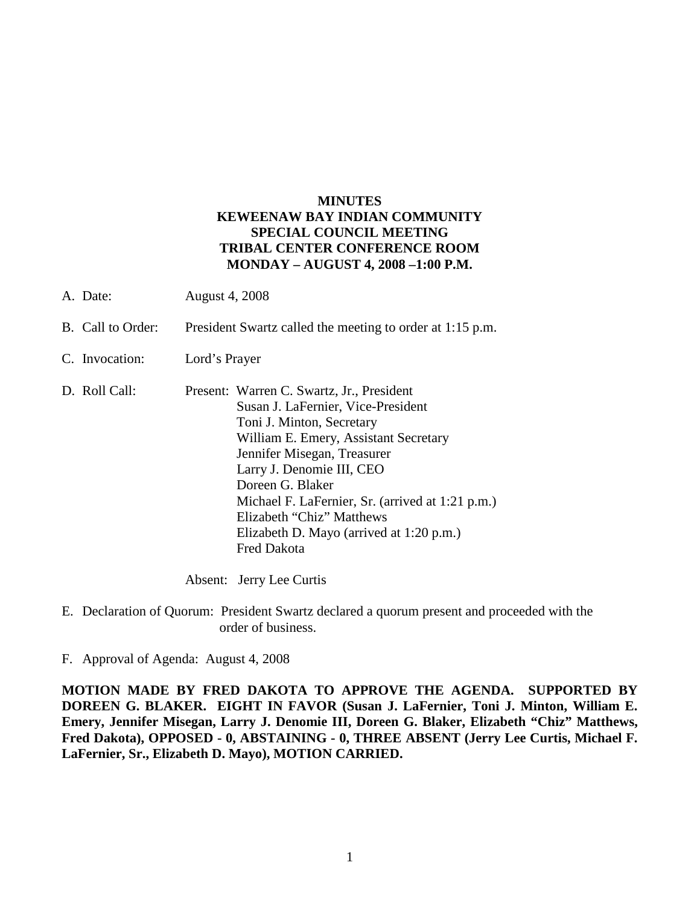**MINUTES**
**KEWEENAW BAY INDIAN COMMUNITY**
**SPECIAL COUNCIL MEETING**
**TRIBAL CENTER CONFERENCE ROOM**
**MONDAY – AUGUST 4, 2008 –1:00 P.M.**

A. Date: August 4, 2008

B. Call to Order: President Swartz called the meeting to order at 1:15 p.m.

C. Invocation: Lord's Prayer

D. Roll Call: Present: Warren C. Swartz, Jr., President
Susan J. LaFernier, Vice-President
Toni J. Minton, Secretary
William E. Emery, Assistant Secretary
Jennifer Misegan, Treasurer
Larry J. Denomie III, CEO
Doreen G. Blaker
Michael F. LaFernier, Sr. (arrived at 1:21 p.m.)
Elizabeth "Chiz" Matthews
Elizabeth D. Mayo (arrived at 1:20 p.m.)
Fred Dakota

Absent: Jerry Lee Curtis

E. Declaration of Quorum: President Swartz declared a quorum present and proceeded with the order of business.

F. Approval of Agenda: August 4, 2008

**MOTION MADE BY FRED DAKOTA TO APPROVE THE AGENDA. SUPPORTED BY DOREEN G. BLAKER. EIGHT IN FAVOR (Susan J. LaFernier, Toni J. Minton, William E. Emery, Jennifer Misegan, Larry J. Denomie III, Doreen G. Blaker, Elizabeth "Chiz" Matthews, Fred Dakota), OPPOSED - 0, ABSTAINING - 0, THREE ABSENT (Jerry Lee Curtis, Michael F. LaFernier, Sr., Elizabeth D. Mayo), MOTION CARRIED.**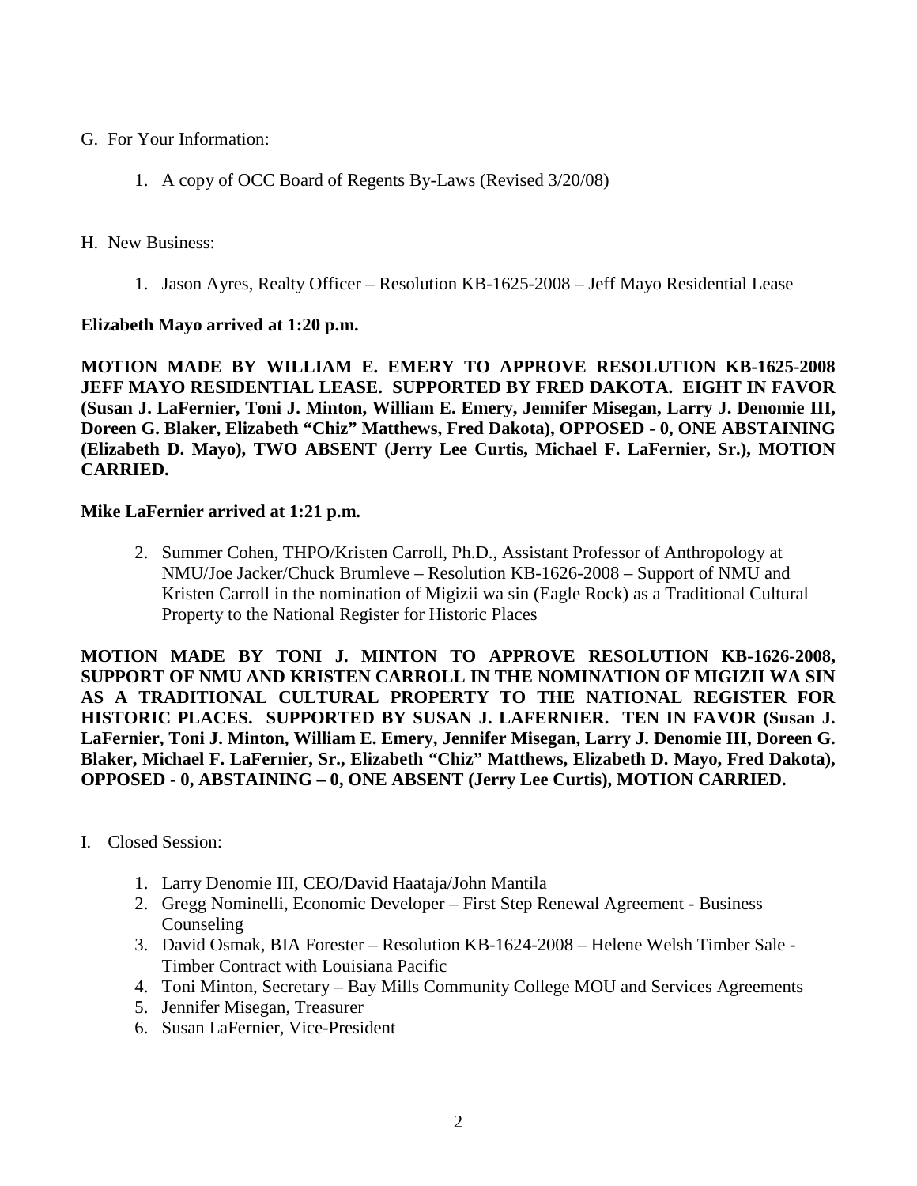G. For Your Information:

1. A copy of OCC Board of Regents By-Laws (Revised 3/20/08)

H. New Business:

1. Jason Ayres, Realty Officer – Resolution KB-1625-2008 – Jeff Mayo Residential Lease

**Elizabeth Mayo arrived at 1:20 p.m.**

**MOTION MADE BY WILLIAM E. EMERY TO APPROVE RESOLUTION KB-1625-2008 JEFF MAYO RESIDENTIAL LEASE. SUPPORTED BY FRED DAKOTA. EIGHT IN FAVOR (Susan J. LaFernier, Toni J. Minton, William E. Emery, Jennifer Misegan, Larry J. Denomie III, Doreen G. Blaker, Elizabeth "Chiz" Matthews, Fred Dakota), OPPOSED - 0, ONE ABSTAINING (Elizabeth D. Mayo), TWO ABSENT (Jerry Lee Curtis, Michael F. LaFernier, Sr.), MOTION CARRIED.**

**Mike LaFernier arrived at 1:21 p.m.**

2. Summer Cohen, THPO/Kristen Carroll, Ph.D., Assistant Professor of Anthropology at NMU/Joe Jacker/Chuck Brumleve – Resolution KB-1626-2008 – Support of NMU and Kristen Carroll in the nomination of Migizii wa sin (Eagle Rock) as a Traditional Cultural Property to the National Register for Historic Places

**MOTION MADE BY TONI J. MINTON TO APPROVE RESOLUTION KB-1626-2008, SUPPORT OF NMU AND KRISTEN CARROLL IN THE NOMINATION OF MIGIZII WA SIN AS A TRADITIONAL CULTURAL PROPERTY TO THE NATIONAL REGISTER FOR HISTORIC PLACES. SUPPORTED BY SUSAN J. LAFERNIER. TEN IN FAVOR (Susan J. LaFernier, Toni J. Minton, William E. Emery, Jennifer Misegan, Larry J. Denomie III, Doreen G. Blaker, Michael F. LaFernier, Sr., Elizabeth "Chiz" Matthews, Elizabeth D. Mayo, Fred Dakota), OPPOSED - 0, ABSTAINING – 0, ONE ABSENT (Jerry Lee Curtis), MOTION CARRIED.**

I. Closed Session:

1. Larry Denomie III, CEO/David Haataja/John Mantila
2. Gregg Nominelli, Economic Developer – First Step Renewal Agreement - Business Counseling
3. David Osmak, BIA Forester – Resolution KB-1624-2008 – Helene Welsh Timber Sale - Timber Contract with Louisiana Pacific
4. Toni Minton, Secretary – Bay Mills Community College MOU and Services Agreements
5. Jennifer Misegan, Treasurer
6. Susan LaFernier, Vice-President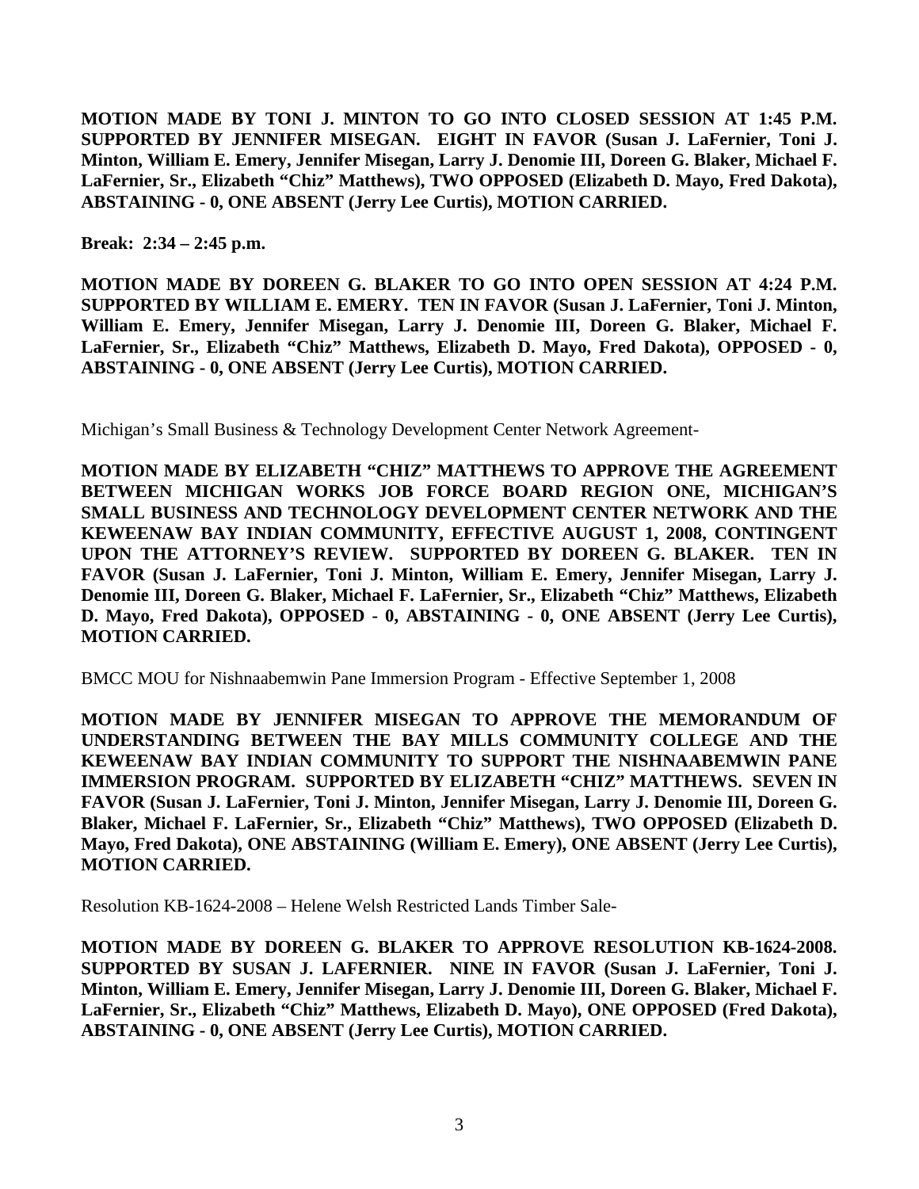**MOTION MADE BY TONI J. MINTON TO GO INTO CLOSED SESSION AT 1:45 P.M. SUPPORTED BY JENNIFER MISEGAN. EIGHT IN FAVOR (Susan J. LaFernier, Toni J. Minton, William E. Emery, Jennifer Misegan, Larry J. Denomie III, Doreen G. Blaker, Michael F. LaFernier, Sr., Elizabeth "Chiz" Matthews), TWO OPPOSED (Elizabeth D. Mayo, Fred Dakota), ABSTAINING - 0, ONE ABSENT (Jerry Lee Curtis), MOTION CARRIED.**

**Break: 2:34 – 2:45 p.m.**

**MOTION MADE BY DOREEN G. BLAKER TO GO INTO OPEN SESSION AT 4:24 P.M. SUPPORTED BY WILLIAM E. EMERY. TEN IN FAVOR (Susan J. LaFernier, Toni J. Minton, William E. Emery, Jennifer Misegan, Larry J. Denomie III, Doreen G. Blaker, Michael F. LaFernier, Sr., Elizabeth "Chiz" Matthews, Elizabeth D. Mayo, Fred Dakota), OPPOSED - 0, ABSTAINING - 0, ONE ABSENT (Jerry Lee Curtis), MOTION CARRIED.**

Michigan's Small Business & Technology Development Center Network Agreement-

**MOTION MADE BY ELIZABETH "CHIZ" MATTHEWS TO APPROVE THE AGREEMENT BETWEEN MICHIGAN WORKS JOB FORCE BOARD REGION ONE, MICHIGAN'S SMALL BUSINESS AND TECHNOLOGY DEVELOPMENT CENTER NETWORK AND THE KEWEENAW BAY INDIAN COMMUNITY, EFFECTIVE AUGUST 1, 2008, CONTINGENT UPON THE ATTORNEY'S REVIEW. SUPPORTED BY DOREEN G. BLAKER. TEN IN FAVOR (Susan J. LaFernier, Toni J. Minton, William E. Emery, Jennifer Misegan, Larry J. Denomie III, Doreen G. Blaker, Michael F. LaFernier, Sr., Elizabeth "Chiz" Matthews, Elizabeth D. Mayo, Fred Dakota), OPPOSED - 0, ABSTAINING - 0, ONE ABSENT (Jerry Lee Curtis), MOTION CARRIED.**

BMCC MOU for Nishnaabemwin Pane Immersion Program - Effective September 1, 2008

**MOTION MADE BY JENNIFER MISEGAN TO APPROVE THE MEMORANDUM OF UNDERSTANDING BETWEEN THE BAY MILLS COMMUNITY COLLEGE AND THE KEWEENAW BAY INDIAN COMMUNITY TO SUPPORT THE NISHNAABEMWIN PANE IMMERSION PROGRAM. SUPPORTED BY ELIZABETH "CHIZ" MATTHEWS. SEVEN IN FAVOR (Susan J. LaFernier, Toni J. Minton, Jennifer Misegan, Larry J. Denomie III, Doreen G. Blaker, Michael F. LaFernier, Sr., Elizabeth "Chiz" Matthews), TWO OPPOSED (Elizabeth D. Mayo, Fred Dakota), ONE ABSTAINING (William E. Emery), ONE ABSENT (Jerry Lee Curtis), MOTION CARRIED.**

Resolution KB-1624-2008 – Helene Welsh Restricted Lands Timber Sale-

**MOTION MADE BY DOREEN G. BLAKER TO APPROVE RESOLUTION KB-1624-2008. SUPPORTED BY SUSAN J. LAFERNIER. NINE IN FAVOR (Susan J. LaFernier, Toni J. Minton, William E. Emery, Jennifer Misegan, Larry J. Denomie III, Doreen G. Blaker, Michael F. LaFernier, Sr., Elizabeth "Chiz" Matthews, Elizabeth D. Mayo), ONE OPPOSED (Fred Dakota), ABSTAINING - 0, ONE ABSENT (Jerry Lee Curtis), MOTION CARRIED.**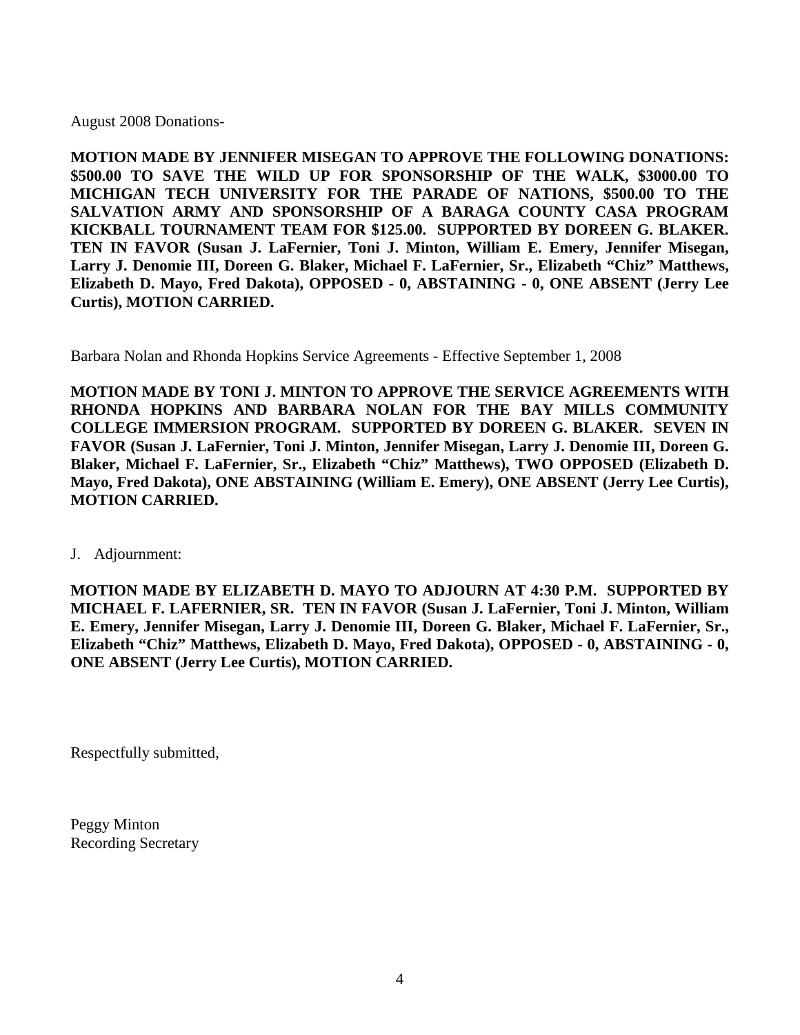August 2008 Donations-

**MOTION MADE BY JENNIFER MISEGAN TO APPROVE THE FOLLOWING DONATIONS: $500.00 TO SAVE THE WILD UP FOR SPONSORSHIP OF THE WALK, $3000.00 TO MICHIGAN TECH UNIVERSITY FOR THE PARADE OF NATIONS, $500.00 TO THE SALVATION ARMY AND SPONSORSHIP OF A BARAGA COUNTY CASA PROGRAM KICKBALL TOURNAMENT TEAM FOR $125.00. SUPPORTED BY DOREEN G. BLAKER. TEN IN FAVOR (Susan J. LaFernier, Toni J. Minton, William E. Emery, Jennifer Misegan, Larry J. Denomie III, Doreen G. Blaker, Michael F. LaFernier, Sr., Elizabeth "Chiz" Matthews, Elizabeth D. Mayo, Fred Dakota), OPPOSED - 0, ABSTAINING - 0, ONE ABSENT (Jerry Lee Curtis), MOTION CARRIED.**

Barbara Nolan and Rhonda Hopkins Service Agreements - Effective September 1, 2008

**MOTION MADE BY TONI J. MINTON TO APPROVE THE SERVICE AGREEMENTS WITH RHONDA HOPKINS AND BARBARA NOLAN FOR THE BAY MILLS COMMUNITY COLLEGE IMMERSION PROGRAM. SUPPORTED BY DOREEN G. BLAKER. SEVEN IN FAVOR (Susan J. LaFernier, Toni J. Minton, Jennifer Misegan, Larry J. Denomie III, Doreen G. Blaker, Michael F. LaFernier, Sr., Elizabeth "Chiz" Matthews), TWO OPPOSED (Elizabeth D. Mayo, Fred Dakota), ONE ABSTAINING (William E. Emery), ONE ABSENT (Jerry Lee Curtis), MOTION CARRIED.**

J. Adjournment:

**MOTION MADE BY ELIZABETH D. MAYO TO ADJOURN AT 4:30 P.M. SUPPORTED BY MICHAEL F. LAFERNIER, SR. TEN IN FAVOR (Susan J. LaFernier, Toni J. Minton, William E. Emery, Jennifer Misegan, Larry J. Denomie III, Doreen G. Blaker, Michael F. LaFernier, Sr., Elizabeth "Chiz" Matthews, Elizabeth D. Mayo, Fred Dakota), OPPOSED - 0, ABSTAINING - 0, ONE ABSENT (Jerry Lee Curtis), MOTION CARRIED.**

Respectfully submitted,

Peggy Minton
Recording Secretary